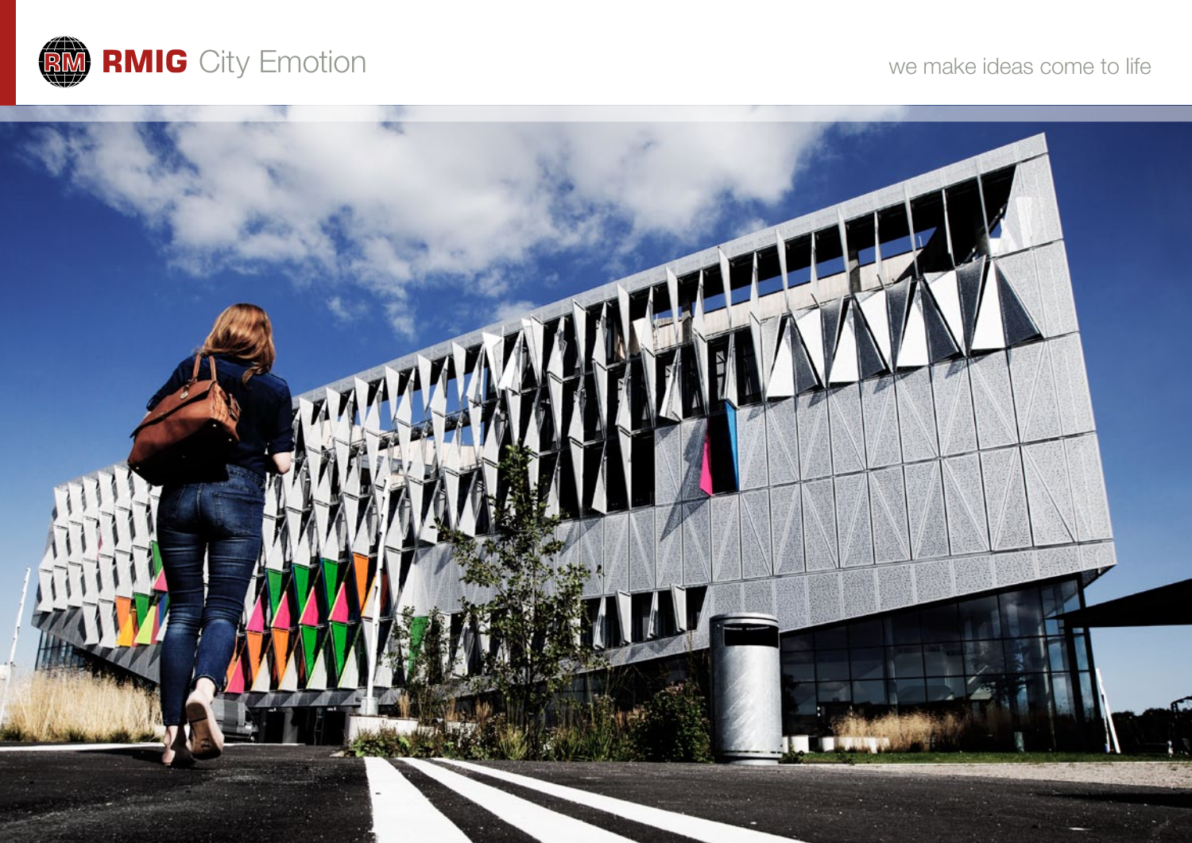# RMIG City Emotion

we make ideas come to life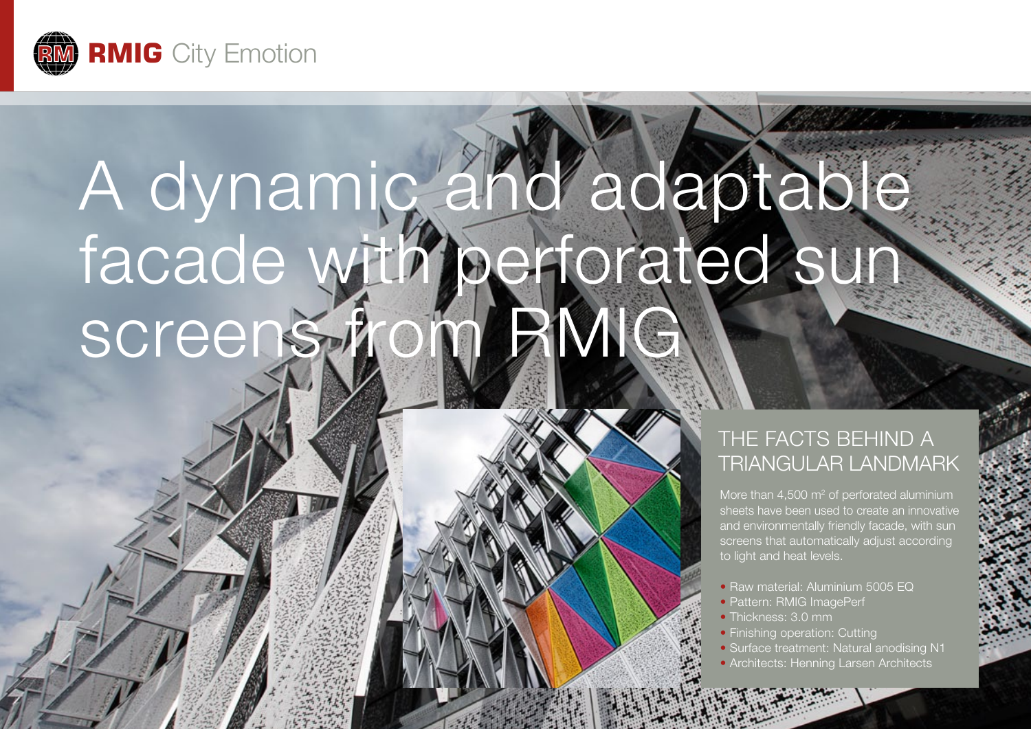# A dynamic and adaptable facade with perforated sun screens from RMIG

## THE FACTS BEHIND A TRIANGULAR LANDMARK

More than 4,500 $m^2$ of perforated aluminium sheets have been used to create an innovative and environmentally friendly facade, with sun screens that automatically adjust according to light and heat levels.

- Raw material: Aluminium 5005 EQ
- Pattern: RMIG ImagePerf
- Thickness: 3.0 mm
- Finishing operation: Cutting
- Surface treatment: Natural anodising N1
- Architects: Henning Larsen Architects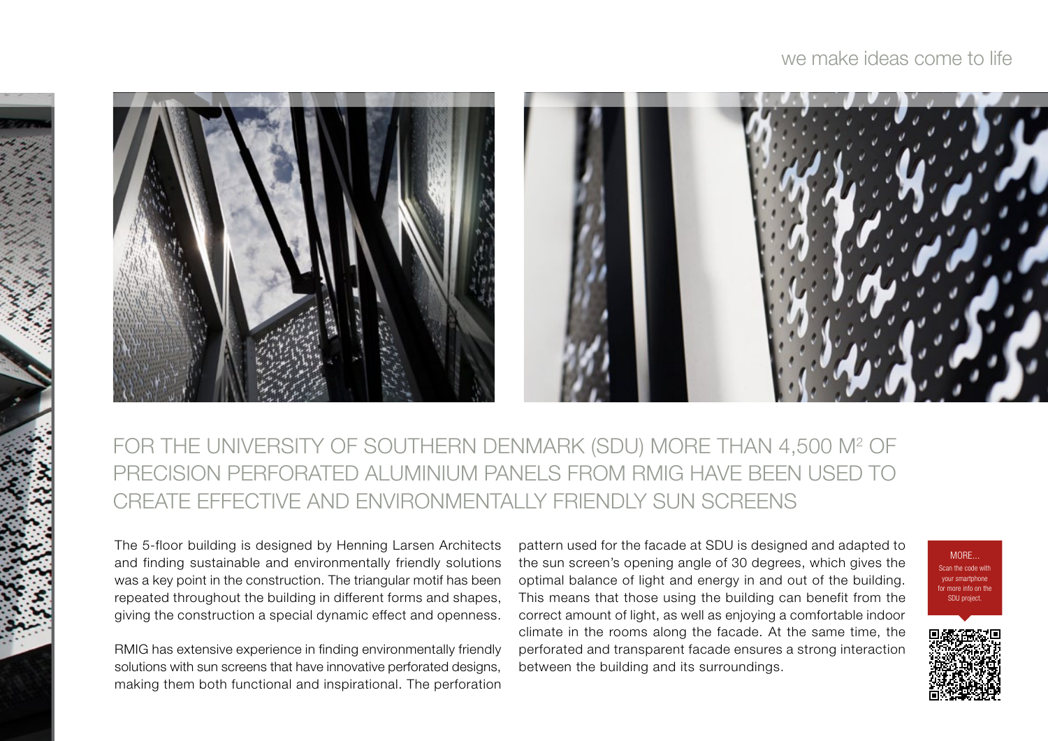# FOR THE UNIVERSITY OF SOUTHERN DENMARK (SDU) MORE THAN 4,500 M$^2$ OF PRECISION PERFORATED ALUMINIUM PANELS FROM RMIG HAVE BEEN USED TO CREATE EFFECTIVE AND ENVIRONMENTALLY FRIENDLY SUN SCREENS

The 5-floor building is designed by Henning Larsen Architects and finding sustainable and environmentally friendly solutions was a key point in the construction. The triangular motif has been repeated throughout the building in different forms and shapes, giving the construction a special dynamic effect and openness.

RMIG has extensive experience in finding environmentally friendly solutions with sun screens that have innovative perforated designs, making them both functional and inspirational. The perforation pattern used for the facade at SDU is designed and adapted to the sun screen's opening angle of 30 degrees, which gives the optimal balance of light and energy in and out of the building. This means that those using the building can benefit from the correct amount of light, as well as enjoying a comfortable indoor climate in the rooms along the facade. At the same time, the perforated and transparent facade ensures a strong interaction between the building and its surroundings.

MORE...
Scan the code with your smartphone for more info on the SDU project.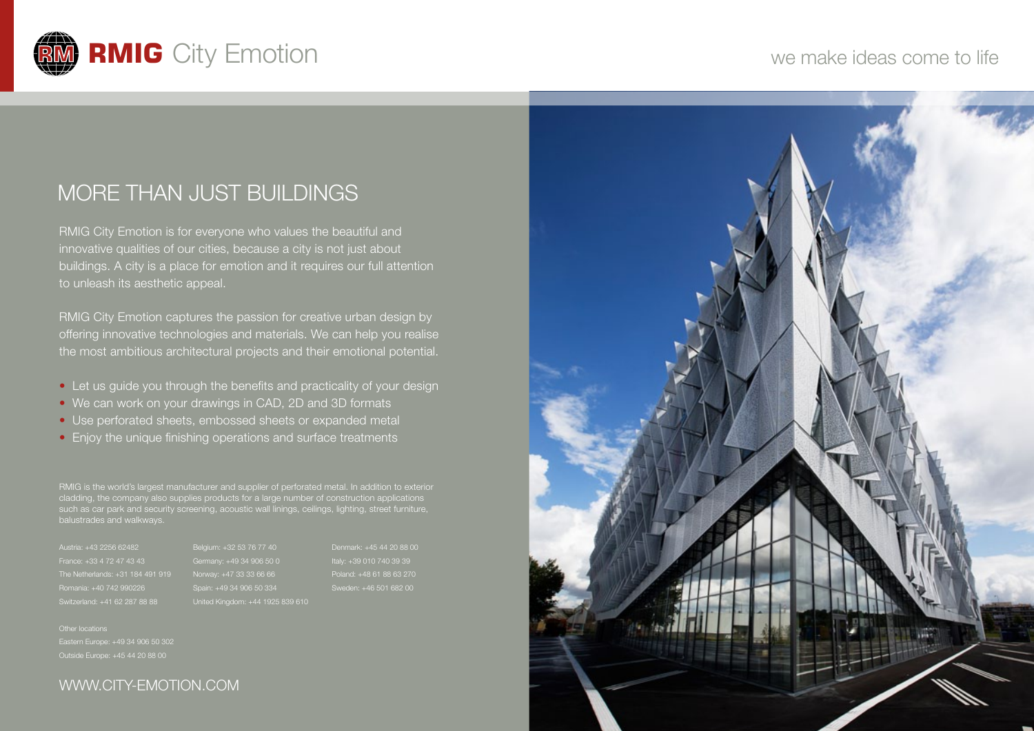**RMIG** City Emotion

we make ideas come to life

# MORE THAN JUST BUILDINGS

RMIG City Emotion is for everyone who values the beautiful and innovative qualities of our cities, because a city is not just about buildings. A city is a place for emotion and it requires our full attention to unleash its aesthetic appeal.

RMIG City Emotion captures the passion for creative urban design by offering innovative technologies and materials. We can help you realise the most ambitious architectural projects and their emotional potential.

- Let us guide you through the benefits and practicality of your design
- We can work on your drawings in CAD, 2D and 3D formats
- Use perforated sheets, embossed sheets or expanded metal
- Enjoy the unique finishing operations and surface treatments

RMIG is the world's largest manufacturer and supplier of perforated metal. In addition to exterior cladding, the company also supplies products for a large number of construction applications such as car park and security screening, acoustic wall linings, ceilings, lighting, street furniture, balustrades and walkways.

Austria: +43 2256 62482
France: +33 4 72 47 43 43
The Netherlands: +31 184 491 919
Romania: +40 742 990226
Switzerland: +41 62 287 88 88

Belgium: +32 53 76 77 40
Germany: +49 34 906 50 0
Norway: +47 33 33 66 66
Spain: +49 34 906 50 334
United Kingdom: +44 1925 839 610

Denmark: +45 44 20 88 00
Italy: +39 010 740 39 39
Poland: +48 61 88 63 270
Sweden: +46 501 682 00

Other locations
Eastern Europe: +49 34 906 50 302
Outside Europe: +45 44 20 88 00

WWW.CITY-EMOTION.COM